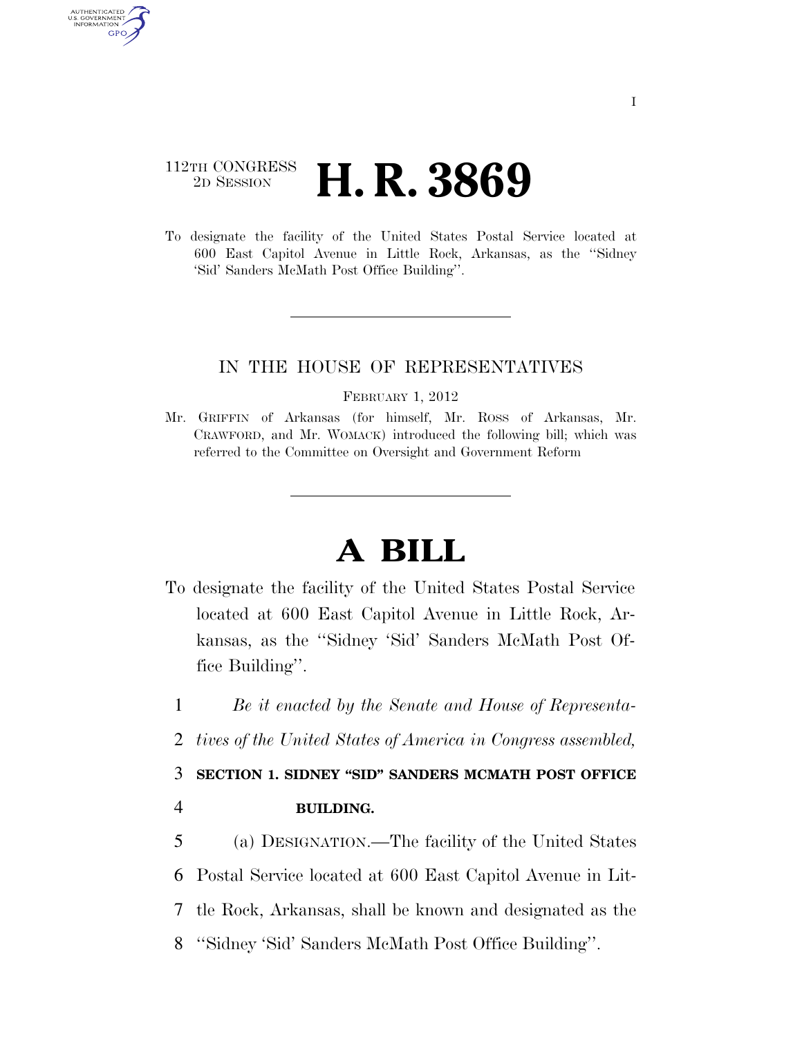112TH CONGRESS
2D SESSION

# H. R. 3869

To designate the facility of the United States Postal Service located at 600 East Capitol Avenue in Little Rock, Arkansas, as the ''Sidney 'Sid' Sanders McMath Post Office Building''.

IN THE HOUSE OF REPRESENTATIVES

FEBRUARY 1, 2012

Mr. GRIFFIN of Arkansas (for himself, Mr. ROSS of Arkansas, Mr. CRAWFORD, and Mr. WOMACK) introduced the following bill; which was referred to the Committee on Oversight and Government Reform

# A BILL

To designate the facility of the United States Postal Service located at 600 East Capitol Avenue in Little Rock, Arkansas, as the ''Sidney 'Sid' Sanders McMath Post Office Building''.

1 *Be it enacted by the Senate and House of Representa-*
2 *tives of the United States of America in Congress assembled,*

3 **SECTION 1. SIDNEY "SID" SANDERS MCMATH POST OFFICE**
4 **BUILDING.**

5 (a) DESIGNATION.—The facility of the United States
6 Postal Service located at 600 East Capitol Avenue in Lit-
7 tle Rock, Arkansas, shall be known and designated as the
8 ''Sidney 'Sid' Sanders McMath Post Office Building''.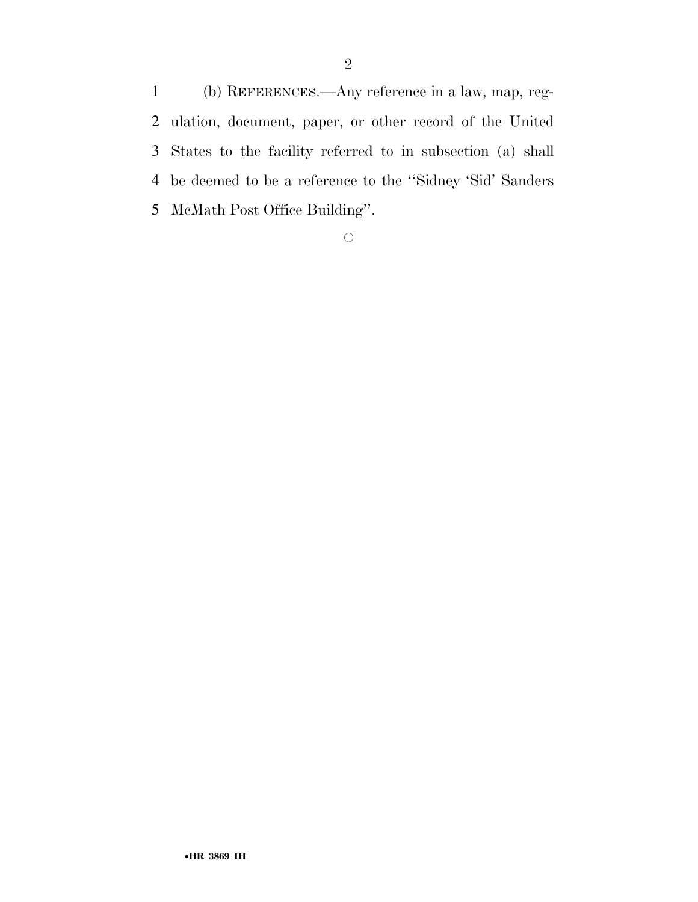(b) REFERENCES.—Any reference in a law, map, regulation, document, paper, or other record of the United States to the facility referred to in subsection (a) shall be deemed to be a reference to the ''Sidney 'Sid' Sanders McMath Post Office Building''.

○